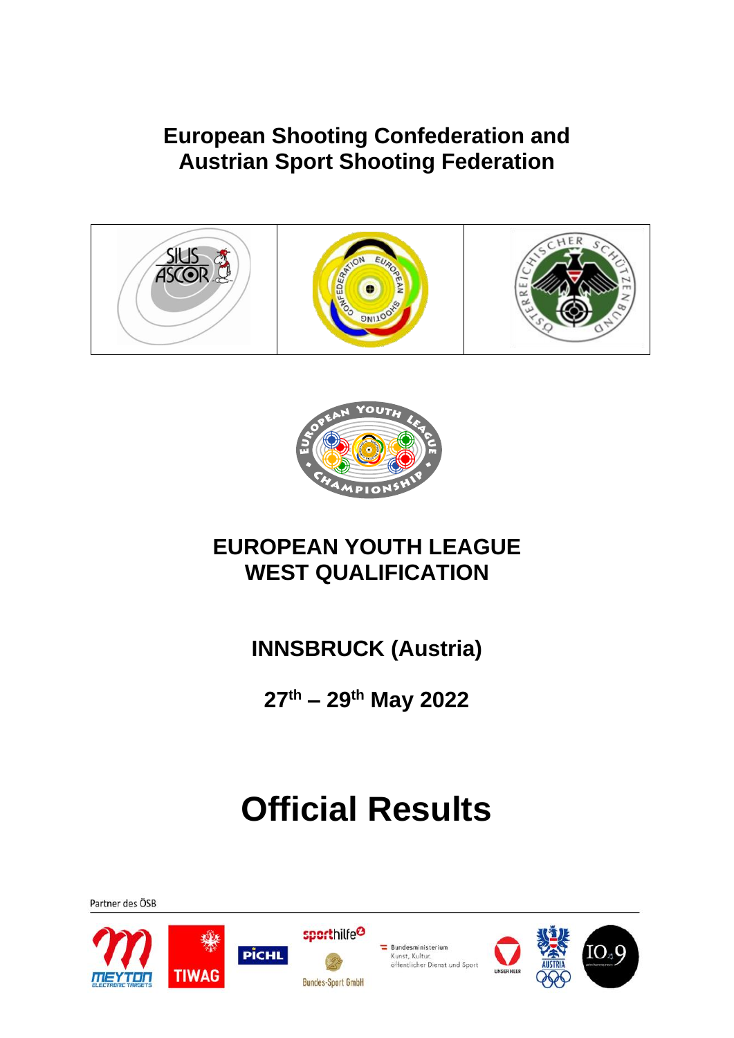## European Shooting Confederation and Austrian Sport Shooting Federation

# EUROPEAN YOUTH LEAGUE WEST QUALIFICATION

## INNSBRUCK (Austria)

## 27th – 29th May 2022

# Official Results

Partner des ÖSB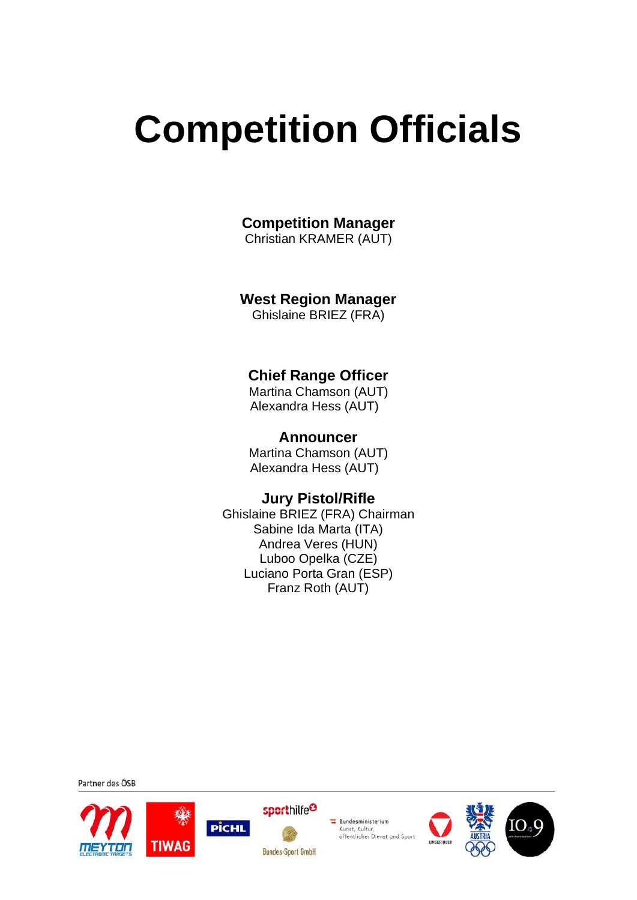# Competition Officials

**Competition Manager**
Christian KRAMER (AUT)

**West Region Manager**
Ghislaine BRIEZ (FRA)

**Chief Range Officer**
Martina Chamson (AUT)
Alexandra Hess (AUT)

**Announcer**
Martina Chamson (AUT)
Alexandra Hess (AUT)

**Jury Pistol/Rifle**
Ghislaine BRIEZ (FRA) Chairman
Sabine Ida Marta (ITA)
Andrea Veres (HUN)
Luboo Opelka (CZE)
Luciano Porta Gran (ESP)
Franz Roth (AUT)

Partner des ÖSB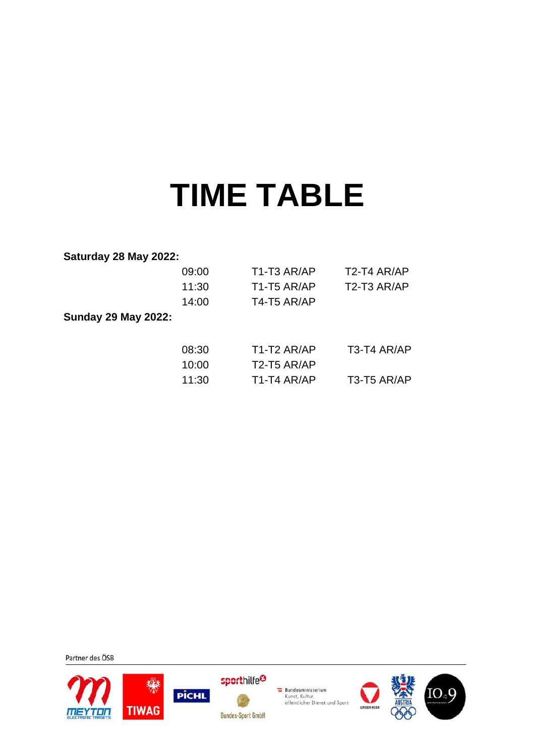# TIME TABLE

**Saturday 28 May 2022:**

| Time | | |
|---|---|---|
| 09:00 | T1-T3 AR/AP | T2-T4 AR/AP |
| 11:30 | T1-T5 AR/AP | T2-T3 AR/AP |
| 14:00 | T4-T5 AR/AP | |

**Sunday 29 May 2022:**

| Time | | |
|---|---|---|
| 08:30 | T1-T2 AR/AP | T3-T4 AR/AP |
| 10:00 | T2-T5 AR/AP | |
| 11:30 | T1-T4 AR/AP | T3-T5 AR/AP |

Partner des ÖSB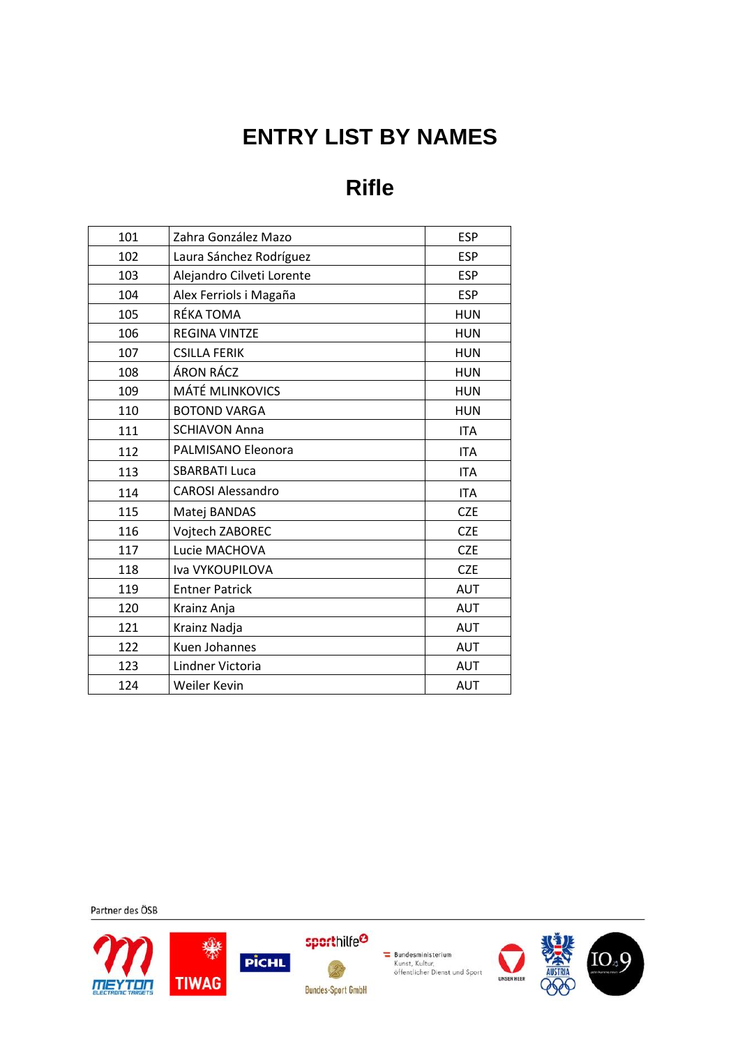# ENTRY LIST BY NAMES

## Rifle

| | | |
|---|---|---|
| 101 | Zahra González Mazo | ESP |
| 102 | Laura Sánchez Rodríguez | ESP |
| 103 | Alejandro Cilveti Lorente | ESP |
| 104 | Alex Ferriols i Magaña | ESP |
| 105 | RÉKA TOMA | HUN |
| 106 | REGINA VINTZE | HUN |
| 107 | CSILLA FERIK | HUN |
| 108 | ÁRON RÁCZ | HUN |
| 109 | MÁTÉ MLINKOVICS | HUN |
| 110 | BOTOND VARGA | HUN |
| 111 | SCHIAVON Anna | ITA |
| 112 | PALMISANO Eleonora | ITA |
| 113 | SBARBATI Luca | ITA |
| 114 | CAROSI Alessandro | ITA |
| 115 | Matej BANDAS | CZE |
| 116 | Vojtech ZABOREC | CZE |
| 117 | Lucie MACHOVA | CZE |
| 118 | Iva VYKOUPILOVA | CZE |
| 119 | Entner Patrick | AUT |
| 120 | Krainz Anja | AUT |
| 121 | Krainz Nadja | AUT |
| 122 | Kuen Johannes | AUT |
| 123 | Lindner Victoria | AUT |
| 124 | Weiler Kevin | AUT |

Partner des ÖSB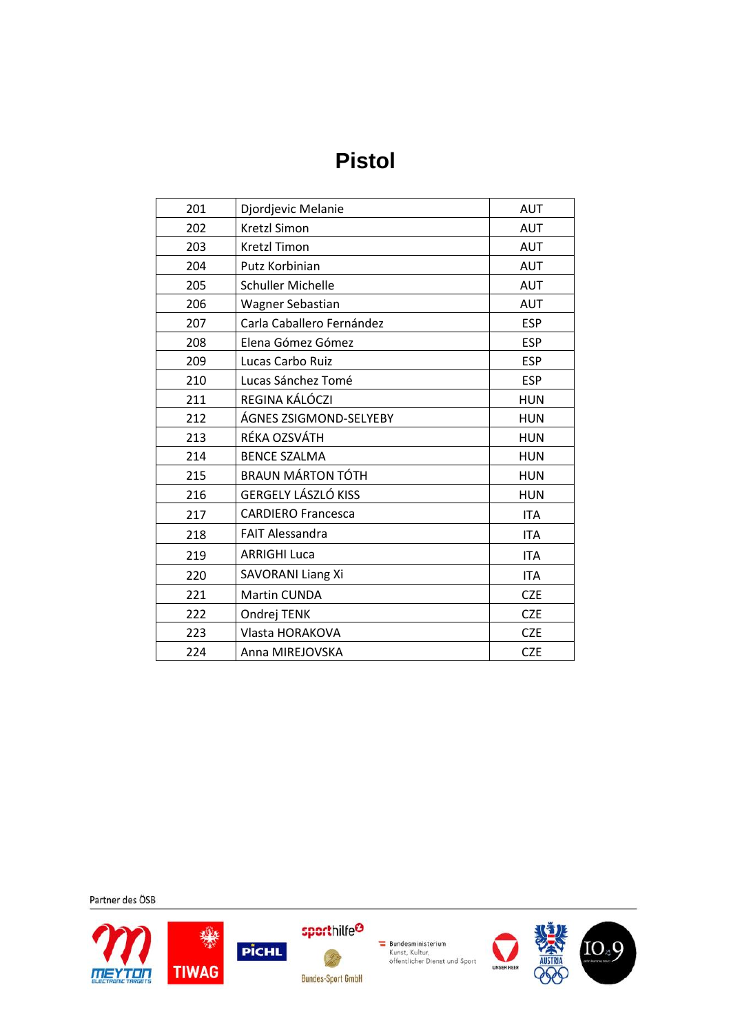# Pistol

| | | |
|---|---|---|
| 201 | Djordjevic Melanie | AUT |
| 202 | Kretzl Simon | AUT |
| 203 | Kretzl Timon | AUT |
| 204 | Putz Korbinian | AUT |
| 205 | Schuller Michelle | AUT |
| 206 | Wagner Sebastian | AUT |
| 207 | Carla Caballero Fernández | ESP |
| 208 | Elena Gómez Gómez | ESP |
| 209 | Lucas Carbo Ruiz | ESP |
| 210 | Lucas Sánchez Tomé | ESP |
| 211 | REGINA KÁLÓCZI | HUN |
| 212 | ÁGNES ZSIGMOND-SELYEBY | HUN |
| 213 | RÉKA OZSVÁTH | HUN |
| 214 | BENCE SZALMA | HUN |
| 215 | BRAUN MÁRTON TÓTH | HUN |
| 216 | GERGELY LÁSZLÓ KISS | HUN |
| 217 | CARDIERO Francesca | ITA |
| 218 | FAIT Alessandra | ITA |
| 219 | ARRIGHI Luca | ITA |
| 220 | SAVORANI Liang Xi | ITA |
| 221 | Martin CUNDA | CZE |
| 222 | Ondrej TENK | CZE |
| 223 | Vlasta HORAKOVA | CZE |
| 224 | Anna MIREJOVSKA | CZE |

Partner des ÖSB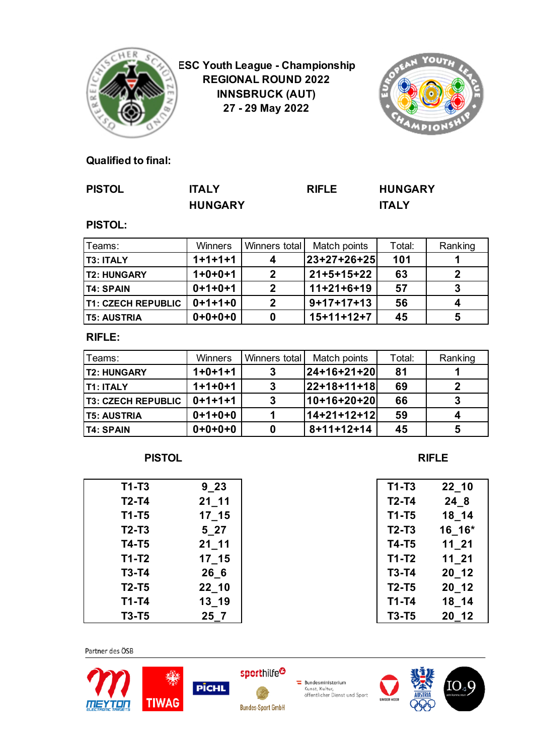# ESC Youth League - Championship
## REGIONAL ROUND 2022
## INNSBRUCK (AUT)
## 27 - 29 May 2022

**Qualified to final:**

| | | | |
|---|---|---|---|
| **PISTOL** | **ITALY** | **RIFLE** | **HUNGARY** |
| | **HUNGARY** | | **ITALY** |

**PISTOL:**

| Teams: | Winners | Winners total | Match points | Total: | Ranking |
|---|---|---|---|---|---|
| **T3: ITALY** | **1+1+1+1** | **4** | **23+27+26+25** | **101** | **1** |
| **T2: HUNGARY** | **1+0+0+1** | **2** | **21+5+15+22** | **63** | **2** |
| **T4: SPAIN** | **0+1+0+1** | **2** | **11+21+6+19** | **57** | **3** |
| **T1: CZECH REPUBLIC** | **0+1+1+0** | **2** | **9+17+17+13** | **56** | **4** |
| **T5: AUSTRIA** | **0+0+0+0** | **0** | **15+11+12+7** | **45** | **5** |

**RIFLE:**

| Teams: | Winners | Winners total | Match points | Total: | Ranking |
|---|---|---|---|---|---|
| **T2: HUNGARY** | **1+0+1+1** | **3** | **24+16+21+20** | **81** | **1** |
| **T1: ITALY** | **1+1+0+1** | **3** | **22+18+11+18** | **69** | **2** |
| **T3: CZECH REPUBLIC** | **0+1+1+1** | **3** | **10+16+20+20** | **66** | **3** |
| **T5: AUSTRIA** | **0+1+0+0** | **1** | **14+21+12+12** | **59** | **4** |
| **T4: SPAIN** | **0+0+0+0** | **0** | **8+11+12+14** | **45** | **5** |

**PISTOL**

| | |
|---|---|
| **T1-T3** | **9_23** |
| **T2-T4** | **21_11** |
| **T1-T5** | **17_15** |
| **T2-T3** | **5_27** |
| **T4-T5** | **21_11** |
| **T1-T2** | **17_15** |
| **T3-T4** | **26_6** |
| **T2-T5** | **22_10** |
| **T1-T4** | **13_19** |
| **T3-T5** | **25_7** |

**RIFLE**

| | |
|---|---|
| **T1-T3** | **22_10** |
| **T2-T4** | **24_8** |
| **T1-T5** | **18_14** |
| **T2-T3** | **16_16*** |
| **T4-T5** | **11_21** |
| **T1-T2** | **11_21** |
| **T3-T4** | **20_12** |
| **T2-T5** | **20_12** |
| **T1-T4** | **18_14** |
| **T3-T5** | **20_12** |

Partner des ÖSB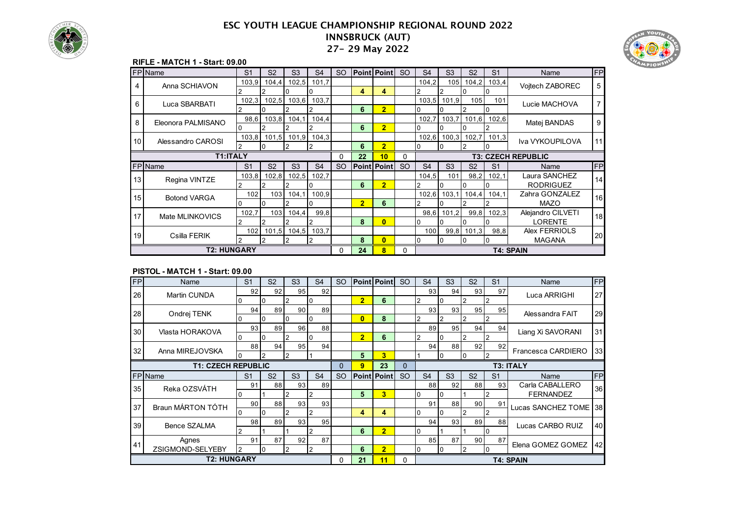# ESC YOUTH LEAGUE CHAMPIONSHIP REGIONAL ROUND 2022

## INNSBRUCK (AUT)

## 27- 29 May 2022

### RIFLE - MATCH 1 - Start: 09.00

| FP | Name | S1 | S2 | S3 | S4 | SO | Point | Point | SO | S4 | S3 | S2 | S1 | Name | FP |
|---|---|---|---|---|---|---|---|---|---|---|---|---|---|---|---|
| 4 | Anna SCHIAVON | 103,9 | 104,4 | 102,5 | 101,7 | | | | | 104,2 | 105 | 104,2 | 103,4 | Vojtech ZABOREC | 5 |
| | | 2 | 2 | 0 | 0 | | 4 | 4 | | 2 | 2 | 0 | 0 | | |
| 6 | Luca SBARBATI | 102,3 | 102,5 | 103,6 | 103,7 | | | | | 103,5 | 101,9 | 105 | 101 | Lucie MACHOVA | 7 |
| | | 2 | 0 | 2 | 2 | | 6 | 2 | | 0 | 0 | 2 | 0 | | |
| 8 | Eleonora PALMISANO | 98,6 | 103,8 | 104,1 | 104,4 | | | | | 102,7 | 103,7 | 101,6 | 102,6 | Matej BANDAS | 9 |
| | | 0 | 2 | 2 | 2 | | 6 | 2 | | 0 | 0 | 0 | 2 | | |
| 10 | Alessandro CAROSI | 103,8 | 101,5 | 101,9 | 104,3 | | | | | 102,6 | 100,3 | 102,7 | 101,3 | Iva VYKOUPILOVA | 11 |
| | | 2 | 0 | 2 | 2 | | 6 | 2 | | 0 | 0 | 2 | 0 | | |
| | **T1:ITALY** | | | | | 0 | 22 | 10 | 0 | | | | | **T3: CZECH REPUBLIC** | |
| FP | Name | S1 | S2 | S3 | S4 | SO | Point | Point | SO | S4 | S3 | S2 | S1 | Name | FP |
| 13 | Regina VINTZE | 103,8 | 102,8 | 102,5 | 102,7 | | | | | 104,5 | 101 | 98,2 | 102,1 | Laura SANCHEZ RODRIGUEZ | 14 |
| | | 2 | 2 | 2 | 0 | | 6 | 2 | | 2 | 0 | 0 | 0 | | |
| 15 | Botond VARGA | 102 | 103 | 104,1 | 100,9 | | | | | 102,6 | 103,1 | 104,4 | 104,1 | Zahra GONZALEZ MAZO | 16 |
| | | 0 | 0 | 2 | 0 | | 2 | 6 | | 2 | 0 | 2 | 2 | | |
| 17 | Mate MLINKOVICS | 102,7 | 103 | 104,4 | 99,8 | | | | | 98,6 | 101,2 | 99,8 | 102,3 | Alejandro CILVETI LORENTE | 18 |
| | | 2 | 2 | 2 | 2 | | 8 | 0 | | 0 | 0 | 0 | 0 | | |
| 19 | Csilla FERIK | 102 | 101,5 | 104,5 | 103,7 | | | | | 100 | 99,8 | 101,3 | 98,8 | Alex FERRIOLS MAGANA | 20 |
| | | 2 | 2 | 2 | 2 | | 8 | 0 | | 0 | 0 | 0 | 0 | | |
| | **T2: HUNGARY** | | | | | 0 | 24 | 8 | 0 | | | | | **T4: SPAIN** | |

### PISTOL - MATCH 1 - Start: 09.00

| FP | Name | S1 | S2 | S3 | S4 | SO | Point | Point | SO | S4 | S3 | S2 | S1 | Name | FP |
|---|---|---|---|---|---|---|---|---|---|---|---|---|---|---|---|
| 26 | Martin CUNDA | 92 | 92 | 95 | 92 | | | | | 93 | 94 | 93 | 97 | Luca ARRIGHI | 27 |
| | | 0 | 0 | 2 | 0 | | 2 | 6 | | 2 | 0 | 2 | 2 | | |
| 28 | Ondrej TENK | 94 | 89 | 90 | 89 | | | | | 93 | 93 | 95 | 95 | Alessandra FAIT | 29 |
| | | 0 | 0 | 0 | 0 | | 0 | 8 | | 2 | 2 | 2 | 2 | | |
| 30 | Vlasta HORAKOVA | 93 | 89 | 96 | 88 | | | | | 89 | 95 | 94 | 94 | Liang Xi SAVORANI | 31 |
| | | 0 | 0 | 2 | 0 | | 2 | 6 | | 2 | 0 | 2 | 2 | | |
| 32 | Anna MIREJOVSKA | 88 | 94 | 95 | 94 | | | | | 94 | 88 | 92 | 92 | Francesca CARDIERO | 33 |
| | | 0 | 2 | 2 | 1 | | 5 | 3 | | 1 | 0 | 0 | 2 | | |
| | **T1: CZECH REPUBLIC** | | | | | 0 | 9 | 23 | 0 | | | | | **T3: ITALY** | |
| FP | Name | S1 | S2 | S3 | S4 | SO | Point | Point | SO | S4 | S3 | S2 | S1 | Name | FP |
| 35 | Reka OZSVÁTH | 91 | 88 | 93 | 89 | | | | | 88 | 92 | 88 | 93 | Carla CABALLERO FERNANDEZ | 36 |
| | | 0 | 1 | 2 | 2 | | 5 | 3 | | 0 | 0 | 1 | 2 | | |
| 37 | Braun MÁRTON TÓTH | 90 | 88 | 93 | 93 | | | | | 91 | 88 | 90 | 91 | Lucas SANCHEZ TOME | 38 |
| | | 0 | 0 | 2 | 2 | | 4 | 4 | | 0 | 0 | 2 | 2 | | |
| 39 | Bence SZALMA | 98 | 89 | 93 | 95 | | | | | 94 | 93 | 89 | 88 | Lucas CARBO RUIZ | 40 |
| | | 2 | 1 | 1 | 2 | | 6 | 2 | | 0 | 1 | 1 | 0 | | |
| 41 | Agnes ZSIGMOND-SELYEBY | 91 | 87 | 92 | 87 | | | | | 85 | 87 | 90 | 87 | Elena GOMEZ GOMEZ | 42 |
| | | 2 | 0 | 2 | 2 | | 6 | 2 | | 0 | 0 | 2 | 0 | | |
| | **T2: HUNGARY** | | | | | 0 | 21 | 11 | 0 | | | | | **T4: SPAIN** | |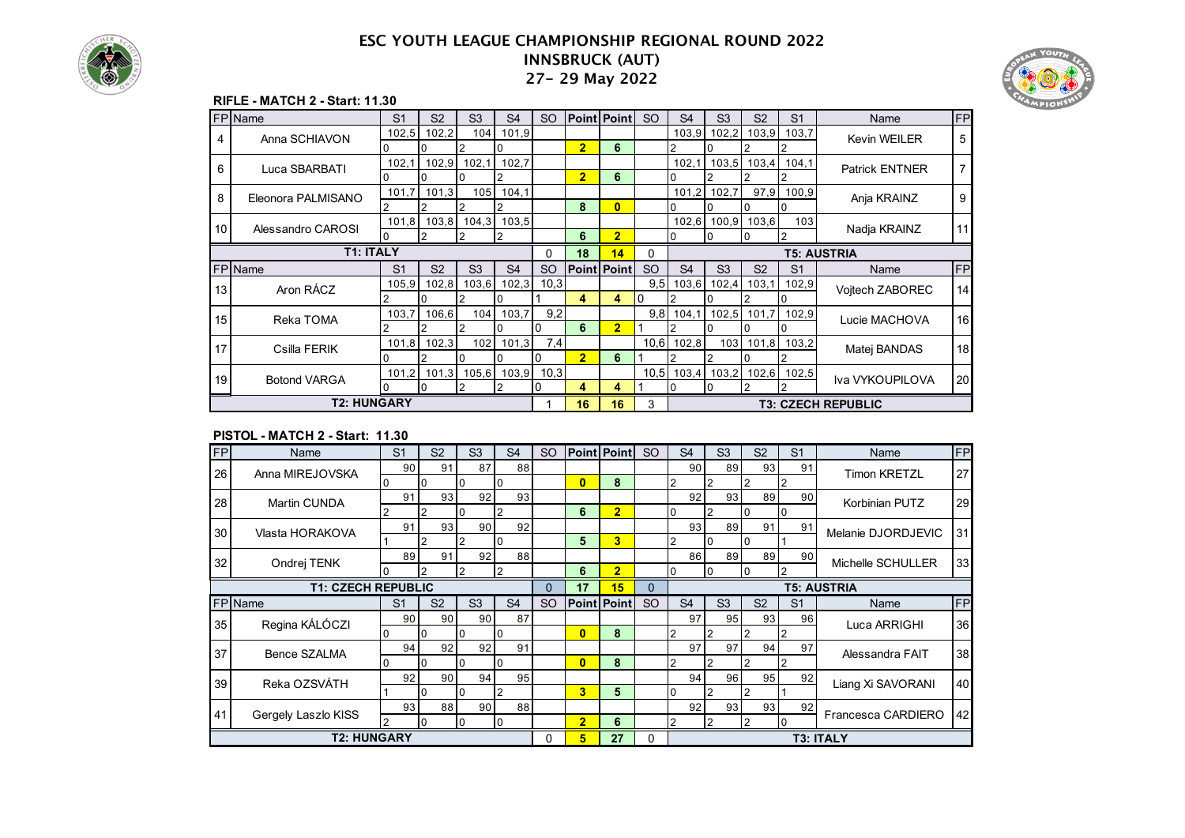# ESC YOUTH LEAGUE CHAMPIONSHIP REGIONAL ROUND 2022

## INNSBRUCK (AUT)

## 27- 29 May 2022

**RIFLE - MATCH 2 - Start: 11.30**

| FP | Name | S1 | S2 | S3 | S4 | SO | Point | Point | SO | S4 | S3 | S2 | S1 | Name | FP |
|---|---|---|---|---|---|---|---|---|---|---|---|---|---|---|---|
| 4 | Anna SCHIAVON | 102,5 | 102,2 | 104 | 101,9 | | | | | 103,9 | 102,2 | 103,9 | 103,7 | Kevin WEILER | 5 |
| | | 0 | 0 | 2 | 0 | | 2 | 6 | | 2 | 0 | 2 | 2 | | |
| 6 | Luca SBARBATI | 102,1 | 102,9 | 102,1 | 102,7 | | | | | 102,1 | 103,5 | 103,4 | 104,1 | Patrick ENTNER | 7 |
| | | 0 | 0 | 0 | 2 | | 2 | 6 | | 0 | 2 | 2 | 2 | | |
| 8 | Eleonora PALMISANO | 101,7 | 101,3 | 105 | 104,1 | | | | | 101,2 | 102,7 | 97,9 | 100,9 | Anja KRAINZ | 9 |
| | | 2 | 2 | 2 | 2 | | 8 | 0 | | 0 | 0 | 0 | 0 | | |
| 10 | Alessandro CAROSI | 101,8 | 103,8 | 104,3 | 103,5 | | | | | 102,6 | 100,9 | 103,6 | 103 | Nadja KRAINZ | 11 |
| | | 0 | 2 | 2 | 2 | | 6 | 2 | | 0 | 0 | 0 | 2 | | |
| | **T1: ITALY** | | | | | 0 | 18 | 14 | 0 | **T5: AUSTRIA** | | | | | |
| FP | Name | S1 | S2 | S3 | S4 | SO | Point | Point | SO | S4 | S3 | S2 | S1 | Name | FP |
| 13 | Aron RÁCZ | 105,9 | 102,8 | 103,6 | 102,3 | 10,3 | | | 9,5 | 103,6 | 102,4 | 103,1 | 102,9 | Vojtech ZABOREC | 14 |
| | | 2 | 0 | 2 | 0 | 1 | 4 | 4 | 0 | 2 | 0 | 2 | 0 | | |
| 15 | Reka TOMA | 103,7 | 106,6 | 104 | 103,7 | 9,2 | | | 9,8 | 104,1 | 102,5 | 101,7 | 102,9 | Lucie MACHOVA | 16 |
| | | 2 | 2 | 2 | 0 | 0 | 6 | 2 | 1 | 2 | 0 | 0 | 0 | | |
| 17 | Csilla FERIK | 101,8 | 102,3 | 102 | 101,3 | 7,4 | | | 10,6 | 102,8 | 103 | 101,8 | 103,2 | Matej BANDAS | 18 |
| | | 0 | 2 | 0 | 0 | 0 | 2 | 6 | 1 | 2 | 2 | 0 | 2 | | |
| 19 | Botond VARGA | 101,2 | 101,3 | 105,6 | 103,9 | 10,3 | | | 10,5 | 103,4 | 103,2 | 102,6 | 102,5 | Iva VYKOUPILOVA | 20 |
| | | 0 | 0 | 2 | 2 | 0 | 4 | 4 | 1 | 0 | 0 | 2 | 2 | | |
| | **T2: HUNGARY** | | | | | 1 | 16 | 16 | 3 | **T3: CZECH REPUBLIC** | | | | | |

**PISTOL - MATCH 2 - Start: 11.30**

| FP | Name | S1 | S2 | S3 | S4 | SO | Point | Point | SO | S4 | S3 | S2 | S1 | Name | FP |
|---|---|---|---|---|---|---|---|---|---|---|---|---|---|---|---|
| 26 | Anna MIREJOVSKA | 90 | 91 | 87 | 88 | | | | | 90 | 89 | 93 | 91 | Timon KRETZL | 27 |
| | | 0 | 0 | 0 | 0 | | 0 | 8 | | 2 | 2 | 2 | 2 | | |
| 28 | Martin CUNDA | 91 | 93 | 92 | 93 | | | | | 92 | 93 | 89 | 90 | Korbinian PUTZ | 29 |
| | | 2 | 2 | 0 | 2 | | 6 | 2 | | 0 | 2 | 0 | 0 | | |
| 30 | Vlasta HORAKOVA | 91 | 93 | 90 | 92 | | | | | 93 | 89 | 91 | 91 | Melanie DJORDJEVIC | 31 |
| | | 1 | 2 | 2 | 0 | | 5 | 3 | | 2 | 0 | 0 | 1 | | |
| 32 | Ondrej TENK | 89 | 91 | 92 | 88 | | | | | 86 | 89 | 89 | 90 | Michelle SCHULLER | 33 |
| | | 0 | 2 | 2 | 2 | | 6 | 2 | | 0 | 0 | 0 | 2 | | |
| | **T1: CZECH REPUBLIC** | | | | | 0 | 17 | 15 | 0 | **T5: AUSTRIA** | | | | | |
| FP | Name | S1 | S2 | S3 | S4 | SO | Point | Point | SO | S4 | S3 | S2 | S1 | Name | FP |
| 35 | Regina KÁLÓCZI | 90 | 90 | 90 | 87 | | | | | 97 | 95 | 93 | 96 | Luca ARRIGHI | 36 |
| | | 0 | 0 | 0 | 0 | | 0 | 8 | | 2 | 2 | 2 | 2 | | |
| 37 | Bence SZALMA | 94 | 92 | 92 | 91 | | | | | 97 | 97 | 94 | 97 | Alessandra FAIT | 38 |
| | | 0 | 0 | 0 | 0 | | 0 | 8 | | 2 | 2 | 2 | 2 | | |
| 39 | Reka OZSVÁTH | 92 | 90 | 94 | 95 | | | | | 94 | 96 | 95 | 92 | Liang Xi SAVORANI | 40 |
| | | 1 | 0 | 0 | 2 | | 3 | 5 | | 0 | 2 | 2 | 1 | | |
| 41 | Gergely Laszlo KISS | 93 | 88 | 90 | 88 | | | | | 92 | 93 | 93 | 92 | Francesca CARDIERO | 42 |
| | | 2 | 0 | 0 | 0 | | 2 | 6 | | 2 | 2 | 2 | 0 | | |
| | **T2: HUNGARY** | | | | | 0 | 5 | 27 | 0 | **T3: ITALY** | | | | | |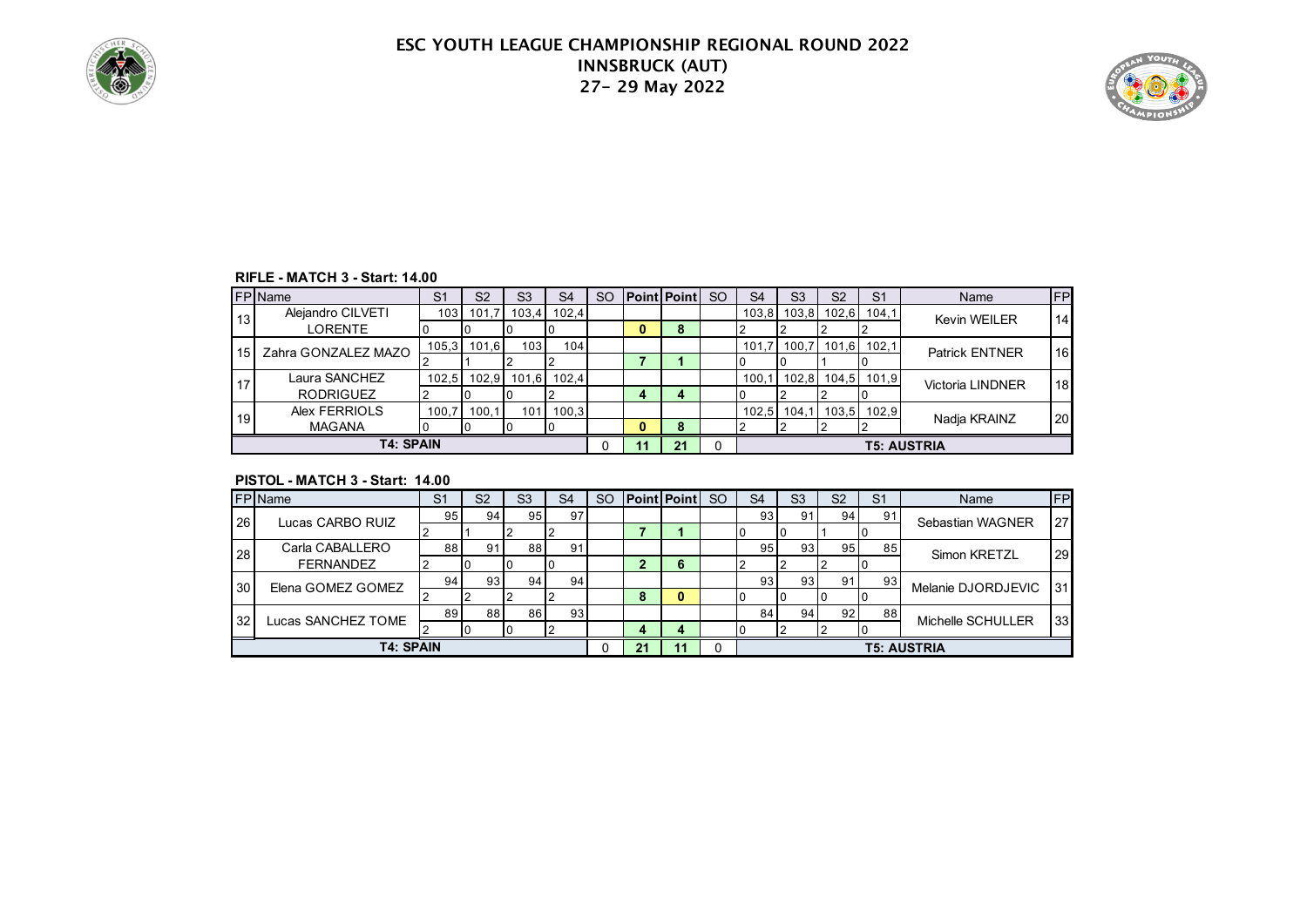# ESC YOUTH LEAGUE CHAMPIONSHIP REGIONAL ROUND 2022
## INNSBRUCK (AUT)
## 27- 29 May 2022

**RIFLE - MATCH 3 - Start: 14.00**

| FP | Name | S1 | S2 | S3 | S4 | SO | Point | Point | SO | S4 | S3 | S2 | S1 | Name | FP |
|---|---|---|---|---|---|---|---|---|---|---|---|---|---|---|---|
| 13 | Alejandro CILVETI LORENTE | 103 | 101,7 | 103,4 | 102,4 | | | | | 103,8 | 103,8 | 102,6 | 104,1 | Kevin WEILER | 14 |
| | | 0 | 0 | 0 | 0 | | 0 | 8 | | 2 | 2 | 2 | 2 | | |
| 15 | Zahra GONZALEZ MAZO | 105,3 | 101,6 | 103 | 104 | | | | | 101,7 | 100,7 | 101,6 | 102,1 | Patrick ENTNER | 16 |
| | | 2 | 1 | 2 | 2 | | 7 | 1 | | 0 | 0 | 1 | 0 | | |
| 17 | Laura SANCHEZ RODRIGUEZ | 102,5 | 102,9 | 101,6 | 102,4 | | | | | 100,1 | 102,8 | 104,5 | 101,9 | Victoria LINDNER | 18 |
| | | 2 | 0 | 0 | 2 | | 4 | 4 | | 0 | 2 | 2 | 0 | | |
| 19 | Alex FERRIOLS MAGANA | 100,7 | 100,1 | 101 | 100,3 | | | | | 102,5 | 104,1 | 103,5 | 102,9 | Nadja KRAINZ | 20 |
| | | 0 | 0 | 0 | 0 | | 0 | 8 | | 2 | 2 | 2 | 2 | | |
| | **T4: SPAIN** | | | | | 0 | 11 | 21 | 0 | | | | | **T5: AUSTRIA** | |

**PISTOL - MATCH 3 - Start: 14.00**

| FP | Name | S1 | S2 | S3 | S4 | SO | Point | Point | SO | S4 | S3 | S2 | S1 | Name | FP |
|---|---|---|---|---|---|---|---|---|---|---|---|---|---|---|---|
| 26 | Lucas CARBO RUIZ | 95 | 94 | 95 | 97 | | | | | 93 | 91 | 94 | 91 | Sebastian WAGNER | 27 |
| | | 2 | 1 | 2 | 2 | | 7 | 1 | | 0 | 0 | 1 | 0 | | |
| 28 | Carla CABALLERO FERNANDEZ | 88 | 91 | 88 | 91 | | | | | 95 | 93 | 95 | 85 | Simon KRETZL | 29 |
| | | 2 | 0 | 0 | 0 | | 2 | 6 | | 2 | 2 | 2 | 0 | | |
| 30 | Elena GOMEZ GOMEZ | 94 | 93 | 94 | 94 | | | | | 93 | 93 | 91 | 93 | Melanie DJORDJEVIC | 31 |
| | | 2 | 2 | 2 | 2 | | 8 | 0 | | 0 | 0 | 0 | 0 | | |
| 32 | Lucas SANCHEZ TOME | 89 | 88 | 86 | 93 | | | | | 84 | 94 | 92 | 88 | Michelle SCHULLER | 33 |
| | | 2 | 0 | 0 | 2 | | 4 | 4 | | 0 | 2 | 2 | 0 | | |
| | **T4: SPAIN** | | | | | 0 | 21 | 11 | 0 | | | | | **T5: AUSTRIA** | |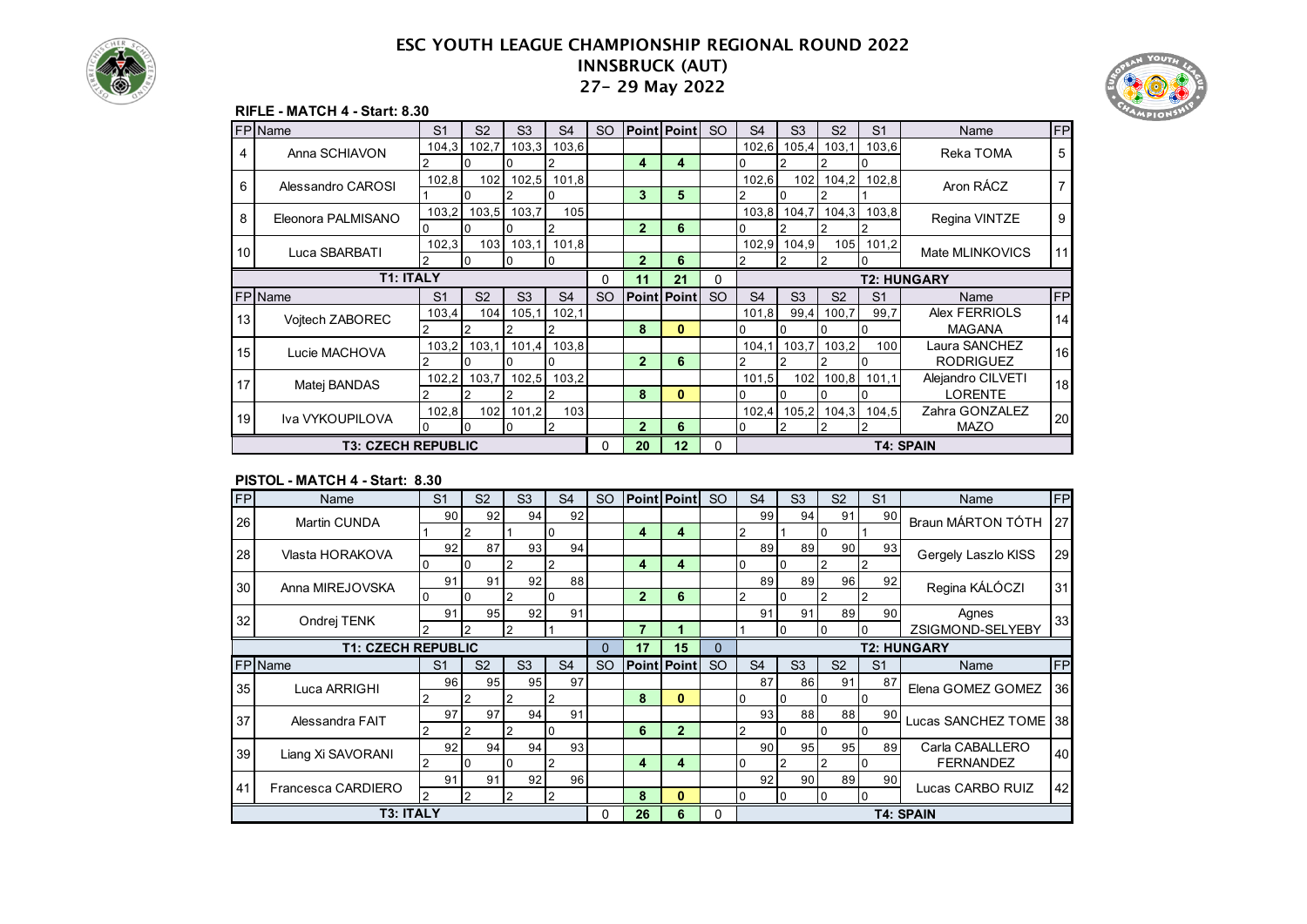# ESC YOUTH LEAGUE CHAMPIONSHIP REGIONAL ROUND 2022

## INNSBRUCK (AUT)

## 27- 29 May 2022

### RIFLE - MATCH 4 - Start: 8.30

| FP | Name | S1 | S2 | S3 | S4 | SO | Point | Point | SO | S4 | S3 | S2 | S1 | Name | FP |
|---|---|---|---|---|---|---|---|---|---|---|---|---|---|---|---|
| 4 | Anna SCHIAVON | 104,3 | 102,7 | 103,3 | 103,6 | | | | | 102,6 | 105,4 | 103,1 | 103,6 | Reka TOMA | 5 |
| | | 2 | 0 | 0 | 2 | | 4 | 4 | | 0 | 2 | 2 | 0 | | |
| 6 | Alessandro CAROSI | 102,8 | 102 | 102,5 | 101,8 | | | | | 102,6 | 102 | 104,2 | 102,8 | Aron RÁCZ | 7 |
| | | 1 | 0 | 2 | 0 | | 3 | 5 | | 2 | 0 | 2 | 1 | | |
| 8 | Eleonora PALMISANO | 103,2 | 103,5 | 103,7 | 105 | | | | | 103,8 | 104,7 | 104,3 | 103,8 | Regina VINTZE | 9 |
| | | 0 | 0 | 0 | 2 | | 2 | 6 | | 0 | 2 | 2 | 2 | | |
| 10 | Luca SBARBATI | 102,3 | 103 | 103,1 | 101,8 | | | | | 102,9 | 104,9 | 105 | 101,2 | Mate MLINKOVICS | 11 |
| | | 2 | 0 | 0 | 0 | | 2 | 6 | | 2 | 2 | 2 | 0 | | |
| | **T1: ITALY** | | | | | 0 | 11 | 21 | 0 | | | | | **T2: HUNGARY** | |
| FP | Name | S1 | S2 | S3 | S4 | SO | Point | Point | SO | S4 | S3 | S2 | S1 | Name | FP |
| 13 | Vojtech ZABOREC | 103,4 | 104 | 105,1 | 102,1 | | | | | 101,8 | 99,4 | 100,7 | 99,7 | Alex FERRIOLS MAGANA | 14 |
| | | 2 | 2 | 2 | 2 | | 8 | 0 | | 0 | 0 | 0 | 0 | | |
| 15 | Lucie MACHOVA | 103,2 | 103,1 | 101,4 | 103,8 | | | | | 104,1 | 103,7 | 103,2 | 100 | Laura SANCHEZ RODRIGUEZ | 16 |
| | | 2 | 0 | 0 | 0 | | 2 | 6 | | 2 | 2 | 2 | 0 | | |
| 17 | Matej BANDAS | 102,2 | 103,7 | 102,5 | 103,2 | | | | | 101,5 | 102 | 100,8 | 101,1 | Alejandro CILVETI LORENTE | 18 |
| | | 2 | 2 | 2 | 2 | | 8 | 0 | | 0 | 0 | 0 | 0 | | |
| 19 | Iva VYKOUPILOVA | 102,8 | 102 | 101,2 | 103 | | | | | 102,4 | 105,2 | 104,3 | 104,5 | Zahra GONZALEZ MAZO | 20 |
| | | 0 | 0 | 0 | 2 | | 2 | 6 | | 0 | 2 | 2 | 2 | | |
| | **T3: CZECH REPUBLIC** | | | | | 0 | 20 | 12 | 0 | | | | | **T4: SPAIN** | |

### PISTOL - MATCH 4 - Start: 8.30

| FP | Name | S1 | S2 | S3 | S4 | SO | Point | Point | SO | S4 | S3 | S2 | S1 | Name | FP |
|---|---|---|---|---|---|---|---|---|---|---|---|---|---|---|---|
| 26 | Martin CUNDA | 90 | 92 | 94 | 92 | | | | | 99 | 94 | 91 | 90 | Braun MÁRTON TÓTH | 27 |
| | | 1 | 2 | 1 | 0 | | 4 | 4 | | 2 | 1 | 0 | 1 | | |
| 28 | Vlasta HORAKOVA | 92 | 87 | 93 | 94 | | | | | 89 | 89 | 90 | 93 | Gergely Laszlo KISS | 29 |
| | | 0 | 0 | 2 | 2 | | 4 | 4 | | 0 | 0 | 2 | 2 | | |
| 30 | Anna MIREJOVSKA | 91 | 91 | 92 | 88 | | | | | 89 | 89 | 96 | 92 | Regina KÁLÓCZI | 31 |
| | | 0 | 0 | 2 | 0 | | 2 | 6 | | 2 | 0 | 2 | 2 | | |
| 32 | Ondrej TENK | 91 | 95 | 92 | 91 | | | | | 91 | 91 | 89 | 90 | Agnes ZSIGMOND-SELYEBY | 33 |
| | | 2 | 2 | 2 | 1 | | 7 | 1 | | 1 | 0 | 0 | 0 | | |
| | **T1: CZECH REPUBLIC** | | | | | 0 | 17 | 15 | 0 | | | | | **T2: HUNGARY** | |
| FP | Name | S1 | S2 | S3 | S4 | SO | Point | Point | SO | S4 | S3 | S2 | S1 | Name | FP |
| 35 | Luca ARRIGHI | 96 | 95 | 95 | 97 | | | | | 87 | 86 | 91 | 87 | Elena GOMEZ GOMEZ | 36 |
| | | 2 | 2 | 2 | 2 | | 8 | 0 | | 0 | 0 | 0 | 0 | | |
| 37 | Alessandra FAIT | 97 | 97 | 94 | 91 | | | | | 93 | 88 | 88 | 90 | Lucas SANCHEZ TOME | 38 |
| | | 2 | 2 | 2 | 0 | | 6 | 2 | | 2 | 0 | 0 | 0 | | |
| 39 | Liang Xi SAVORANI | 92 | 94 | 94 | 93 | | | | | 90 | 95 | 95 | 89 | Carla CABALLERO FERNANDEZ | 40 |
| | | 2 | 0 | 0 | 2 | | 4 | 4 | | 0 | 2 | 2 | 0 | | |
| 41 | Francesca CARDIERO | 91 | 91 | 92 | 96 | | | | | 92 | 90 | 89 | 90 | Lucas CARBO RUIZ | 42 |
| | | 2 | 2 | 2 | 2 | | 8 | 0 | | 0 | 0 | 0 | 0 | | |
| | **T3: ITALY** | | | | | 0 | 26 | 6 | 0 | | | | | **T4: SPAIN** | |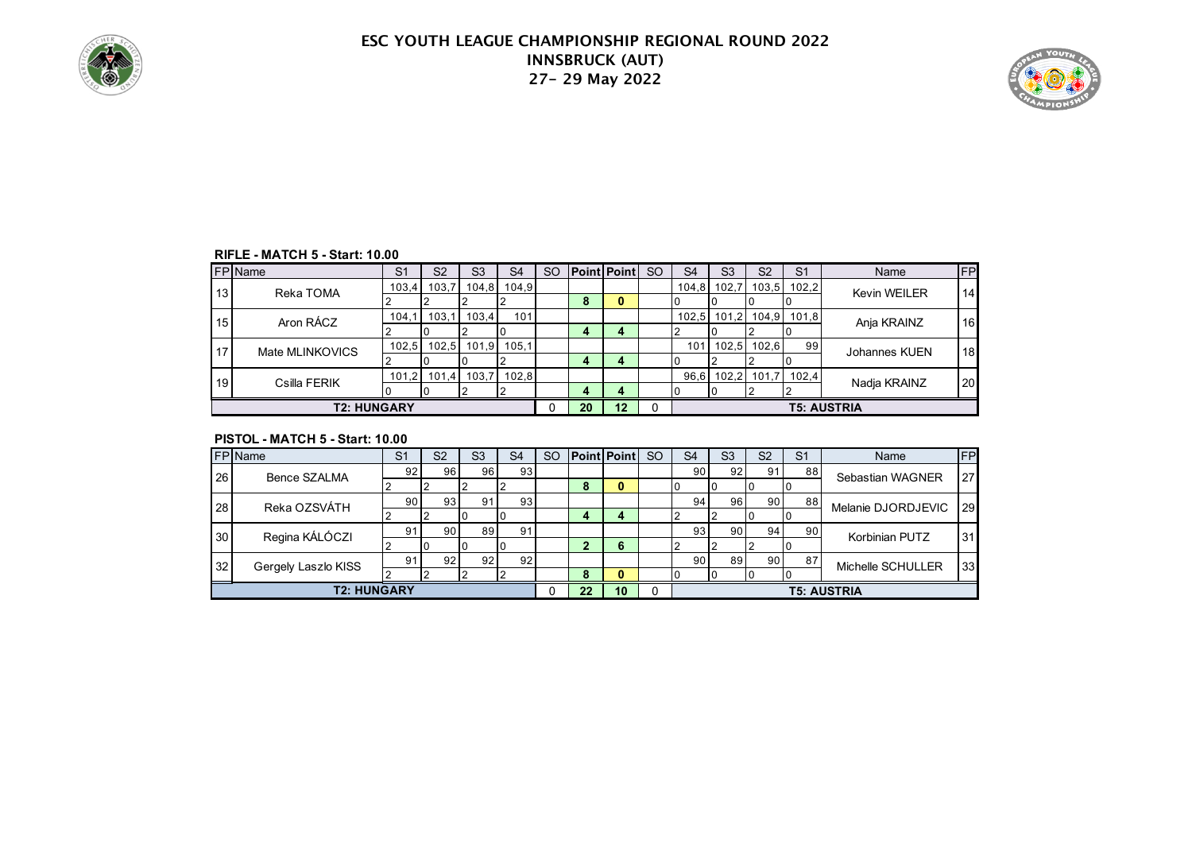# ESC YOUTH LEAGUE CHAMPIONSHIP REGIONAL ROUND 2022
## INNSBRUCK (AUT)
## 27- 29 May 2022

**RIFLE - MATCH 5 - Start: 10.00**

| FP | Name | S1 | S2 | S3 | S4 | SO | Point | Point | SO | S4 | S3 | S2 | S1 | Name | FP |
|---|---|---|---|---|---|---|---|---|---|---|---|---|---|---|---|
| 13 | Reka TOMA | 103,4 | 103,7 | 104,8 | 104,9 | | | | | 104,8 | 102,7 | 103,5 | 102,2 | Kevin WEILER | 14 |
| | | 2 | 2 | 2 | 2 | | 8 | 0 | | 0 | 0 | 0 | 0 | | |
| 15 | Aron RÁCZ | 104,1 | 103,1 | 103,4 | 101 | | | | | 102,5 | 101,2 | 104,9 | 101,8 | Anja KRAINZ | 16 |
| | | 2 | 0 | 2 | 0 | | 4 | 4 | | 2 | 0 | 2 | 0 | | |
| 17 | Mate MLINKOVICS | 102,5 | 102,5 | 101,9 | 105,1 | | | | | 101 | 102,5 | 102,6 | 99 | Johannes KUEN | 18 |
| | | 2 | 0 | 0 | 2 | | 4 | 4 | | 0 | 2 | 2 | 0 | | |
| 19 | Csilla FERIK | 101,2 | 101,4 | 103,7 | 102,8 | | | | | 96,6 | 102,2 | 101,7 | 102,4 | Nadja KRAINZ | 20 |
| | | 0 | 0 | 2 | 2 | | 4 | 4 | | 0 | 0 | 2 | 2 | | |
| | **T2: HUNGARY** | | | | | 0 | **20** | **12** | 0 | | | | | **T5: AUSTRIA** | |

**PISTOL - MATCH 5 - Start: 10.00**

| FP | Name | S1 | S2 | S3 | S4 | SO | Point | Point | SO | S4 | S3 | S2 | S1 | Name | FP |
|---|---|---|---|---|---|---|---|---|---|---|---|---|---|---|---|
| 26 | Bence SZALMA | 92 | 96 | 96 | 93 | | | | | 90 | 92 | 91 | 88 | Sebastian WAGNER | 27 |
| | | 2 | 2 | 2 | 2 | | 8 | 0 | | 0 | 0 | 0 | 0 | | |
| 28 | Reka OZSVÁTH | 90 | 93 | 91 | 93 | | | | | 94 | 96 | 90 | 88 | Melanie DJORDJEVIC | 29 |
| | | 2 | 2 | 0 | 0 | | 4 | 4 | | 2 | 2 | 0 | 0 | | |
| 30 | Regina KÁLÓCZI | 91 | 90 | 89 | 91 | | | | | 93 | 90 | 94 | 90 | Korbinian PUTZ | 31 |
| | | 2 | 0 | 0 | 0 | | 2 | 6 | | 2 | 2 | 2 | 0 | | |
| 32 | Gergely Laszlo KISS | 91 | 92 | 92 | 92 | | | | | 90 | 89 | 90 | 87 | Michelle SCHULLER | 33 |
| | | 2 | 2 | 2 | 2 | | 8 | 0 | | 0 | 0 | 0 | 0 | | |
| | **T2: HUNGARY** | | | | | 0 | **22** | **10** | 0 | | | | | **T5: AUSTRIA** | |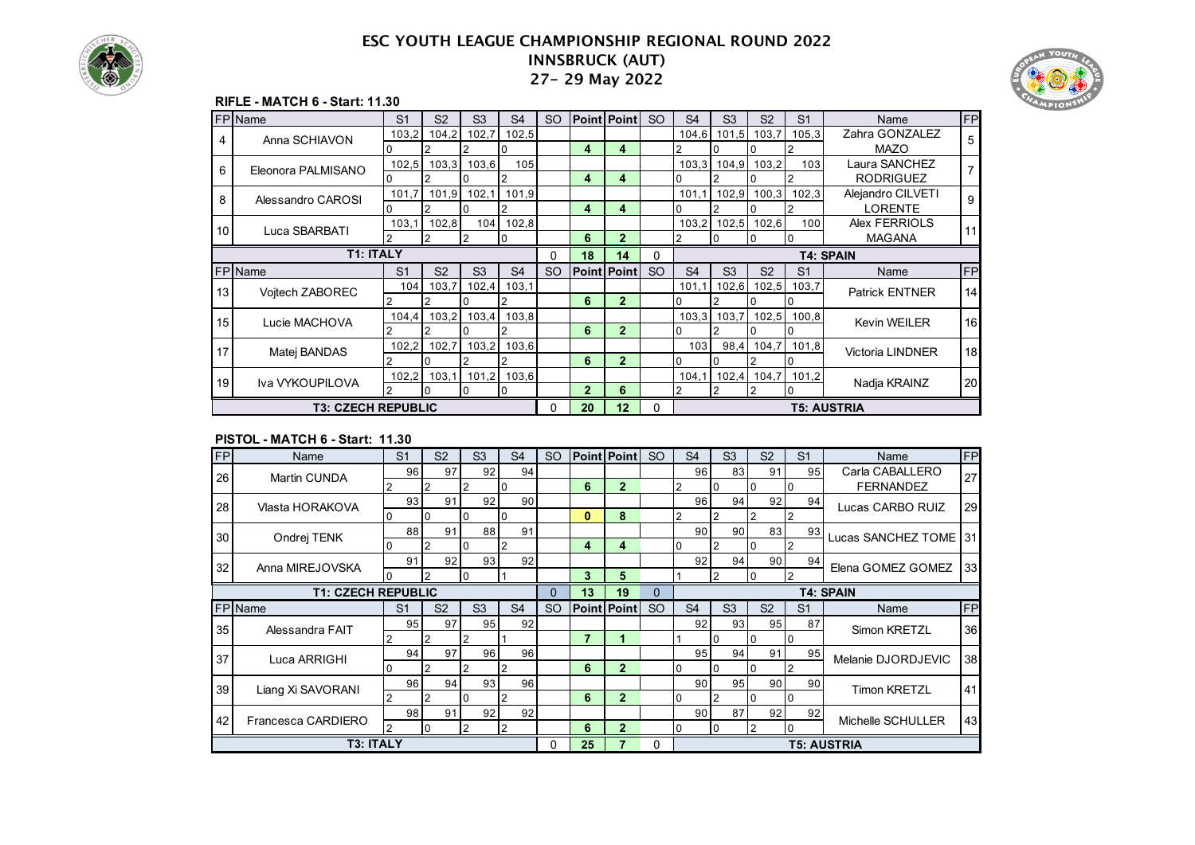# ESC YOUTH LEAGUE CHAMPIONSHIP REGIONAL ROUND 2022

## INNSBRUCK (AUT)

## 27- 29 May 2022

### RIFLE - MATCH 6 - Start: 11.30

| FP | Name | S1 | S2 | S3 | S4 | SO | Point | Point | SO | S4 | S3 | S2 | S1 | Name | FP |
|---|---|---|---|---|---|---|---|---|---|---|---|---|---|---|---|
| 4 | Anna SCHIAVON | 103,2 | 104,2 | 102,7 | 102,5 | | | | | 104,6 | 101,5 | 103,7 | 105,3 | Zahra GONZALEZ MAZO | 5 |
| | | 0 | 2 | 2 | 0 | | 4 | 4 | | 2 | 0 | 0 | 2 | | |
| 6 | Eleonora PALMISANO | 102,5 | 103,3 | 103,6 | 105 | | | | | 103,3 | 104,9 | 103,2 | 103 | Laura SANCHEZ RODRIGUEZ | 7 |
| | | 0 | 2 | 0 | 2 | | 4 | 4 | | 0 | 2 | 0 | 2 | | |
| 8 | Alessandro CAROSI | 101,7 | 101,9 | 102,1 | 101,9 | | | | | 101,1 | 102,9 | 100,3 | 102,3 | Alejandro CILVETI LORENTE | 9 |
| | | 0 | 2 | 0 | 2 | | 4 | 4 | | 0 | 2 | 0 | 2 | | |
| 10 | Luca SBARBATI | 103,1 | 102,8 | 104 | 102,8 | | | | | 103,2 | 102,5 | 102,6 | 100 | Alex FERRIOLS MAGANA | 11 |
| | | 2 | 2 | 2 | 0 | | 6 | 2 | | 2 | 0 | 0 | 0 | | |
| | **T1: ITALY** | | | | | 0 | 18 | 14 | 0 | | | | | **T4: SPAIN** | |

| FP | Name | S1 | S2 | S3 | S4 | SO | Point | Point | SO | S4 | S3 | S2 | S1 | Name | FP |
|---|---|---|---|---|---|---|---|---|---|---|---|---|---|---|---|
| 13 | Vojtech ZABOREC | 104 | 103,7 | 102,4 | 103,1 | | | | | 101,1 | 102,6 | 102,5 | 103,7 | Patrick ENTNER | 14 |
| | | 2 | 2 | 0 | 2 | | 6 | 2 | | 0 | 2 | 0 | 0 | | |
| 15 | Lucie MACHOVA | 104,4 | 103,2 | 103,4 | 103,8 | | | | | 103,3 | 103,7 | 102,5 | 100,8 | Kevin WEILER | 16 |
| | | 2 | 2 | 0 | 2 | | 6 | 2 | | 0 | 2 | 0 | 0 | | |
| 17 | Matej BANDAS | 102,2 | 102,7 | 103,2 | 103,6 | | | | | 103 | 98,4 | 104,7 | 101,8 | Victoria LINDNER | 18 |
| | | 2 | 0 | 2 | 2 | | 6 | 2 | | 0 | 0 | 2 | 0 | | |
| 19 | Iva VYKOUPILOVA | 102,2 | 103,1 | 101,2 | 103,6 | | | | | 104,1 | 102,4 | 104,7 | 101,2 | Nadja KRAINZ | 20 |
| | | 2 | 0 | 0 | 0 | | 2 | 6 | | 2 | 2 | 2 | 0 | | |
| | **T3: CZECH REPUBLIC** | | | | | 0 | 20 | 12 | 0 | | | | | **T5: AUSTRIA** | |

### PISTOL - MATCH 6 - Start: 11.30

| FP | Name | S1 | S2 | S3 | S4 | SO | Point | Point | SO | S4 | S3 | S2 | S1 | Name | FP |
|---|---|---|---|---|---|---|---|---|---|---|---|---|---|---|---|
| 26 | Martin CUNDA | 96 | 97 | 92 | 94 | | | | | 96 | 83 | 91 | 95 | Carla CABALLERO FERNANDEZ | 27 |
| | | 2 | 2 | 2 | 0 | | 6 | 2 | | 2 | 0 | 0 | 0 | | |
| 28 | Vlasta HORAKOVA | 93 | 91 | 92 | 90 | | | | | 96 | 94 | 92 | 94 | Lucas CARBO RUIZ | 29 |
| | | 0 | 0 | 0 | 0 | | 0 | 8 | | 2 | 2 | 2 | 2 | | |
| 30 | Ondrej TENK | 88 | 91 | 88 | 91 | | | | | 90 | 90 | 83 | 93 | Lucas SANCHEZ TOME | 31 |
| | | 0 | 2 | 0 | 2 | | 4 | 4 | | 0 | 2 | 0 | 2 | | |
| 32 | Anna MIREJOVSKA | 91 | 92 | 93 | 92 | | | | | 92 | 94 | 90 | 94 | Elena GOMEZ GOMEZ | 33 |
| | | 0 | 2 | 0 | 1 | | 3 | 5 | | 1 | 2 | 0 | 2 | | |
| | **T1: CZECH REPUBLIC** | | | | | 0 | 13 | 19 | 0 | | | | | **T4: SPAIN** | |

| FP | Name | S1 | S2 | S3 | S4 | SO | Point | Point | SO | S4 | S3 | S2 | S1 | Name | FP |
|---|---|---|---|---|---|---|---|---|---|---|---|---|---|---|---|
| 35 | Alessandra FAIT | 95 | 97 | 95 | 92 | | | | | 92 | 93 | 95 | 87 | Simon KRETZL | 36 |
| | | 2 | 2 | 2 | 1 | | 7 | 1 | | 1 | 0 | 0 | 0 | | |
| 37 | Luca ARRIGHI | 94 | 97 | 96 | 96 | | | | | 95 | 94 | 91 | 95 | Melanie DJORDJEVIC | 38 |
| | | 0 | 2 | 2 | 2 | | 6 | 2 | | 0 | 0 | 0 | 2 | | |
| 39 | Liang Xi SAVORANI | 96 | 94 | 93 | 96 | | | | | 90 | 95 | 90 | 90 | Timon KRETZL | 41 |
| | | 2 | 2 | 0 | 2 | | 6 | 2 | | 0 | 2 | 0 | 0 | | |
| 42 | Francesca CARDIERO | 98 | 91 | 92 | 92 | | | | | 90 | 87 | 92 | 92 | Michelle SCHULLER | 43 |
| | | 2 | 0 | 2 | 2 | | 6 | 2 | | 0 | 0 | 2 | 0 | | |
| | **T3: ITALY** | | | | | 0 | 25 | 7 | 0 | | | | | **T5: AUSTRIA** | |